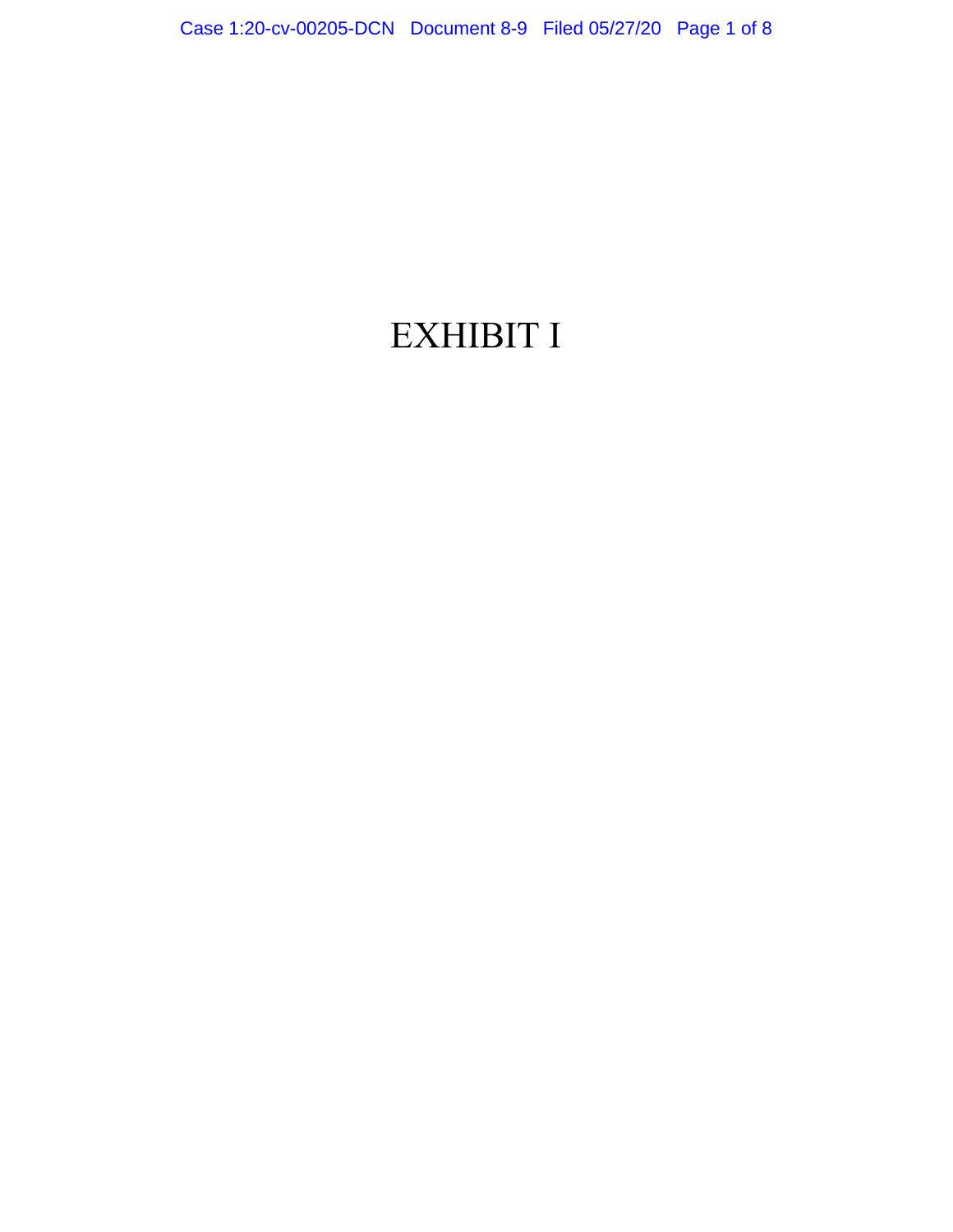# EXHIBIT I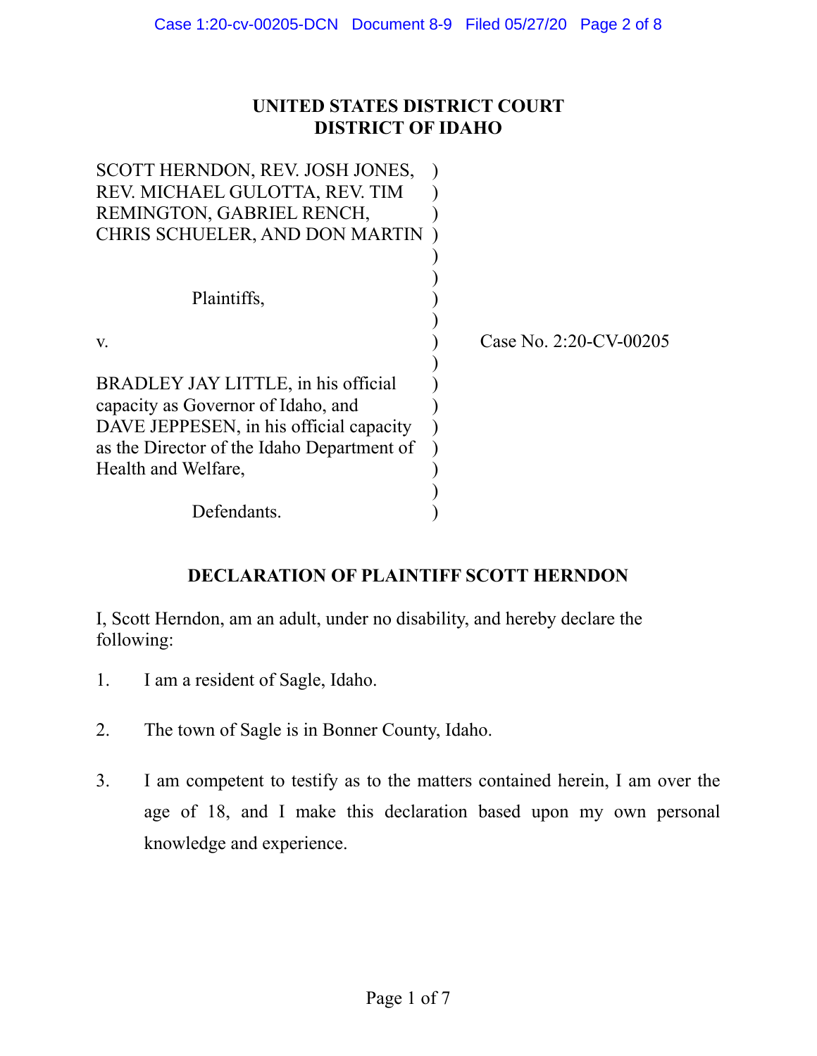**UNITED STATES DISTRICT COURT**
**DISTRICT OF IDAHO**

| | | |
|---|---|---|
| SCOTT HERNDON, REV. JOSH JONES, REV. MICHAEL GULOTTA, REV. TIM REMINGTON, GABRIEL RENCH, CHRIS SCHUELER, AND DON MARTIN | ) | |
| Plaintiffs, | ) | |
| v. | ) | Case No. 2:20-CV-00205 |
| BRADLEY JAY LITTLE, in his official capacity as Governor of Idaho, and DAVE JEPPESEN, in his official capacity as the Director of the Idaho Department of Health and Welfare, | ) | |
| Defendants. | ) | |

## DECLARATION OF PLAINTIFF SCOTT HERNDON

I, Scott Herndon, am an adult, under no disability, and hereby declare the following:

1. I am a resident of Sagle, Idaho.

2. The town of Sagle is in Bonner County, Idaho.

3. I am competent to testify as to the matters contained herein, I am over the age of 18, and I make this declaration based upon my own personal knowledge and experience.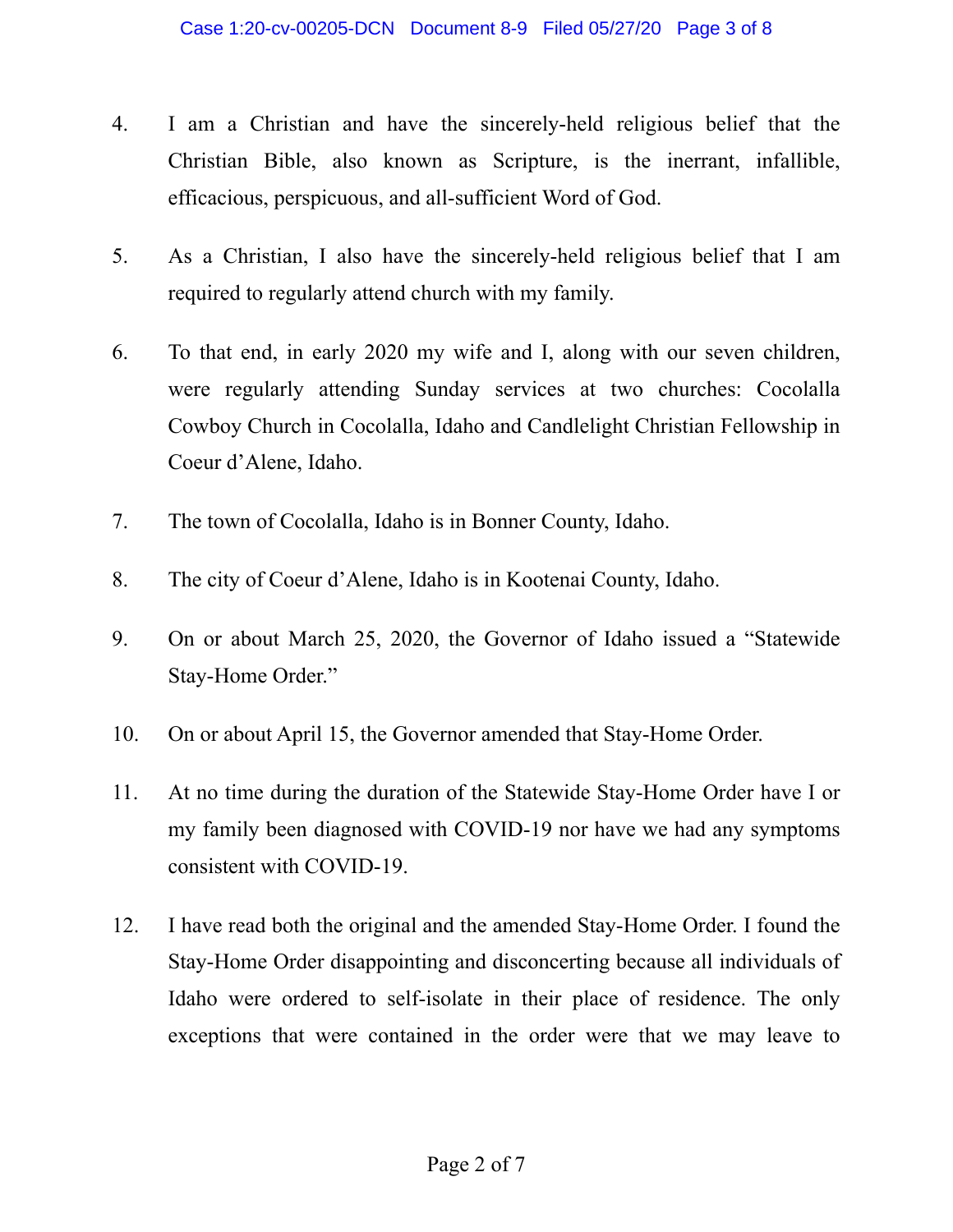4. I am a Christian and have the sincerely-held religious belief that the Christian Bible, also known as Scripture, is the inerrant, infallible, efficacious, perspicuous, and all-sufficient Word of God.

5. As a Christian, I also have the sincerely-held religious belief that I am required to regularly attend church with my family.

6. To that end, in early 2020 my wife and I, along with our seven children, were regularly attending Sunday services at two churches: Cocolalla Cowboy Church in Cocolalla, Idaho and Candlelight Christian Fellowship in Coeur d'Alene, Idaho.

7. The town of Cocolalla, Idaho is in Bonner County, Idaho.

8. The city of Coeur d'Alene, Idaho is in Kootenai County, Idaho.

9. On or about March 25, 2020, the Governor of Idaho issued a "Statewide Stay-Home Order."

10. On or about April 15, the Governor amended that Stay-Home Order.

11. At no time during the duration of the Statewide Stay-Home Order have I or my family been diagnosed with COVID-19 nor have we had any symptoms consistent with COVID-19.

12. I have read both the original and the amended Stay-Home Order. I found the Stay-Home Order disappointing and disconcerting because all individuals of Idaho were ordered to self-isolate in their place of residence. The only exceptions that were contained in the order were that we may leave to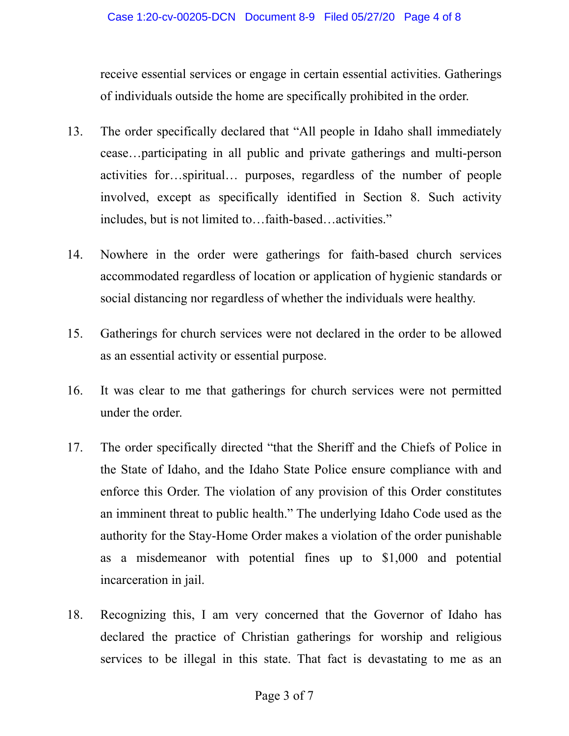receive essential services or engage in certain essential activities. Gatherings of individuals outside the home are specifically prohibited in the order.

13. The order specifically declared that "All people in Idaho shall immediately cease…participating in all public and private gatherings and multi-person activities for…spiritual… purposes, regardless of the number of people involved, except as specifically identified in Section 8. Such activity includes, but is not limited to…faith-based…activities."

14. Nowhere in the order were gatherings for faith-based church services accommodated regardless of location or application of hygienic standards or social distancing nor regardless of whether the individuals were healthy.

15. Gatherings for church services were not declared in the order to be allowed as an essential activity or essential purpose.

16. It was clear to me that gatherings for church services were not permitted under the order.

17. The order specifically directed "that the Sheriff and the Chiefs of Police in the State of Idaho, and the Idaho State Police ensure compliance with and enforce this Order. The violation of any provision of this Order constitutes an imminent threat to public health." The underlying Idaho Code used as the authority for the Stay-Home Order makes a violation of the order punishable as a misdemeanor with potential fines up to $1,000 and potential incarceration in jail.

18. Recognizing this, I am very concerned that the Governor of Idaho has declared the practice of Christian gatherings for worship and religious services to be illegal in this state. That fact is devastating to me as an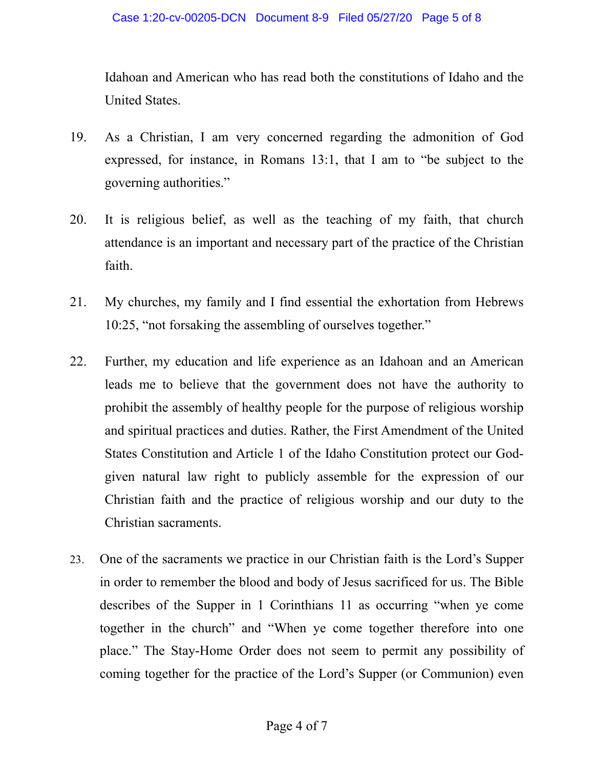Idahoan and American who has read both the constitutions of Idaho and the United States.

19. As a Christian, I am very concerned regarding the admonition of God expressed, for instance, in Romans 13:1, that I am to "be subject to the governing authorities."

20. It is religious belief, as well as the teaching of my faith, that church attendance is an important and necessary part of the practice of the Christian faith.

21. My churches, my family and I find essential the exhortation from Hebrews 10:25, "not forsaking the assembling of ourselves together."

22. Further, my education and life experience as an Idahoan and an American leads me to believe that the government does not have the authority to prohibit the assembly of healthy people for the purpose of religious worship and spiritual practices and duties. Rather, the First Amendment of the United States Constitution and Article 1 of the Idaho Constitution protect our God-given natural law right to publicly assemble for the expression of our Christian faith and the practice of religious worship and our duty to the Christian sacraments.

23. One of the sacraments we practice in our Christian faith is the Lord's Supper in order to remember the blood and body of Jesus sacrificed for us. The Bible describes of the Supper in 1 Corinthians 11 as occurring "when ye come together in the church" and "When ye come together therefore into one place." The Stay-Home Order does not seem to permit any possibility of coming together for the practice of the Lord's Supper (or Communion) even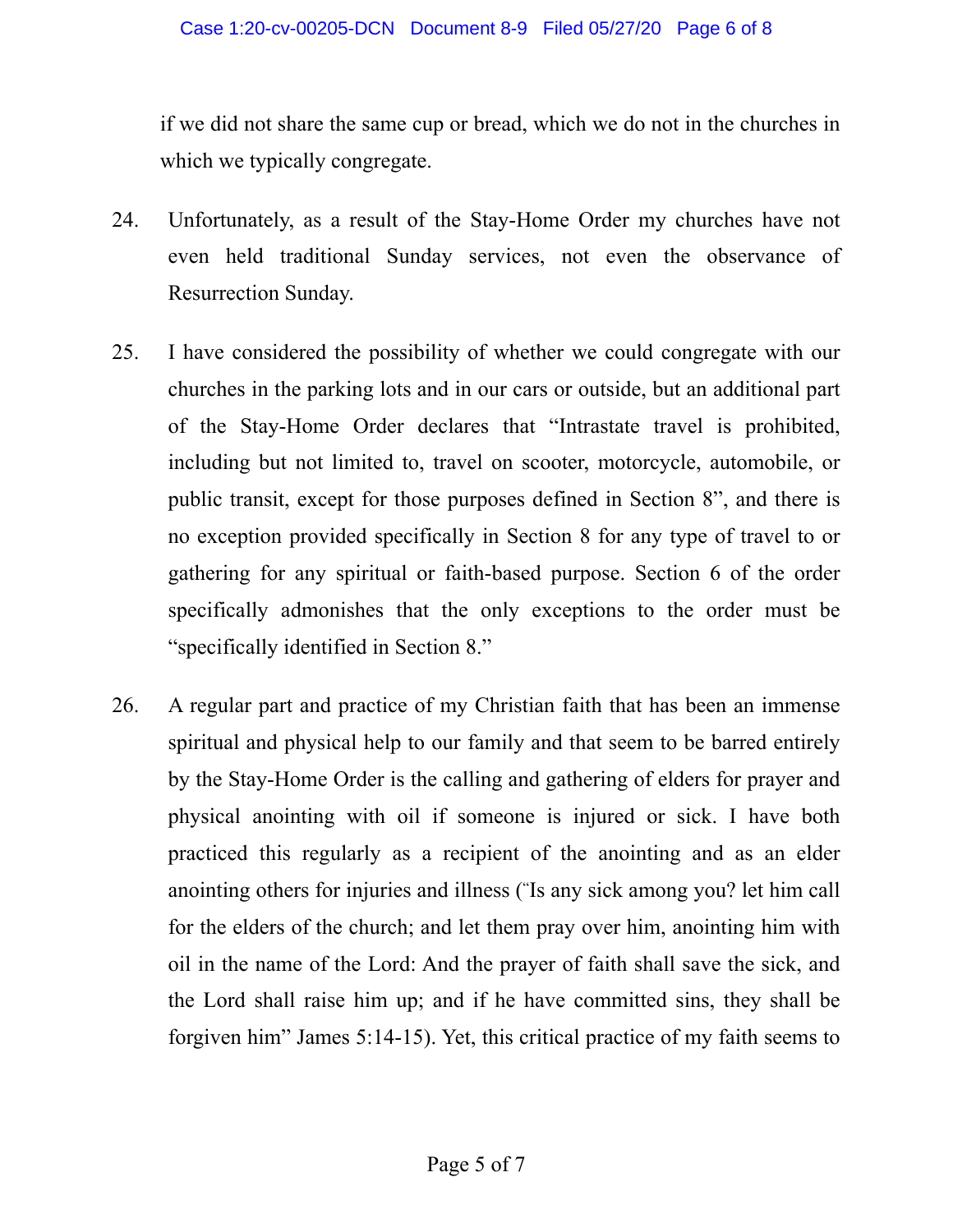if we did not share the same cup or bread, which we do not in the churches in which we typically congregate.

24. Unfortunately, as a result of the Stay-Home Order my churches have not even held traditional Sunday services, not even the observance of Resurrection Sunday.

25. I have considered the possibility of whether we could congregate with our churches in the parking lots and in our cars or outside, but an additional part of the Stay-Home Order declares that "Intrastate travel is prohibited, including but not limited to, travel on scooter, motorcycle, automobile, or public transit, except for those purposes defined in Section 8", and there is no exception provided specifically in Section 8 for any type of travel to or gathering for any spiritual or faith-based purpose. Section 6 of the order specifically admonishes that the only exceptions to the order must be "specifically identified in Section 8."

26. A regular part and practice of my Christian faith that has been an immense spiritual and physical help to our family and that seem to be barred entirely by the Stay-Home Order is the calling and gathering of elders for prayer and physical anointing with oil if someone is injured or sick. I have both practiced this regularly as a recipient of the anointing and as an elder anointing others for injuries and illness ("Is any sick among you? let him call for the elders of the church; and let them pray over him, anointing him with oil in the name of the Lord: And the prayer of faith shall save the sick, and the Lord shall raise him up; and if he have committed sins, they shall be forgiven him" James 5:14-15). Yet, this critical practice of my faith seems to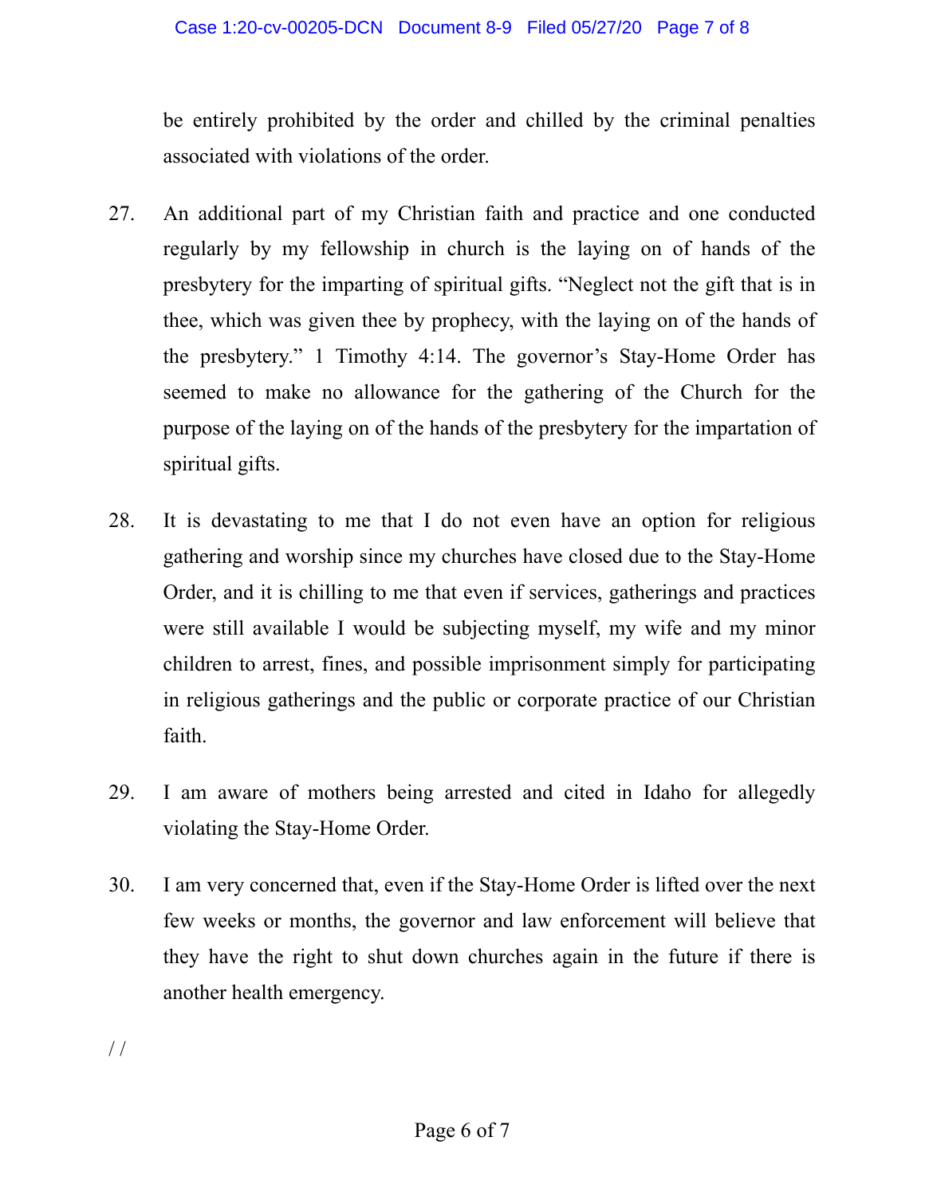be entirely prohibited by the order and chilled by the criminal penalties associated with violations of the order.

27. An additional part of my Christian faith and practice and one conducted regularly by my fellowship in church is the laying on of hands of the presbytery for the imparting of spiritual gifts. "Neglect not the gift that is in thee, which was given thee by prophecy, with the laying on of the hands of the presbytery." 1 Timothy 4:14. The governor's Stay-Home Order has seemed to make no allowance for the gathering of the Church for the purpose of the laying on of the hands of the presbytery for the impartation of spiritual gifts.

28. It is devastating to me that I do not even have an option for religious gathering and worship since my churches have closed due to the Stay-Home Order, and it is chilling to me that even if services, gatherings and practices were still available I would be subjecting myself, my wife and my minor children to arrest, fines, and possible imprisonment simply for participating in religious gatherings and the public or corporate practice of our Christian faith.

29. I am aware of mothers being arrested and cited in Idaho for allegedly violating the Stay-Home Order.

30. I am very concerned that, even if the Stay-Home Order is lifted over the next few weeks or months, the governor and law enforcement will believe that they have the right to shut down churches again in the future if there is another health emergency.

/ /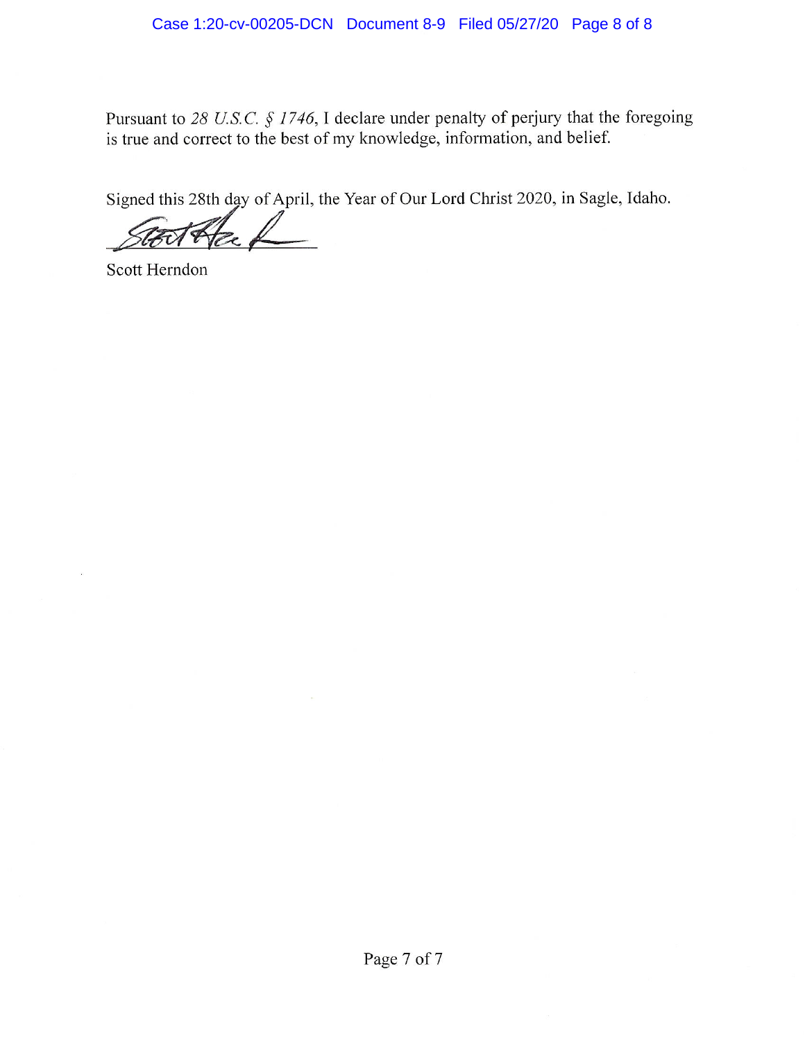Pursuant to *28 U.S.C. § 1746*, I declare under penalty of perjury that the foregoing is true and correct to the best of my knowledge, information, and belief.

Signed this 28th day of April, the Year of Our Lord Christ 2020, in Sagle, Idaho.

Scott Herndon